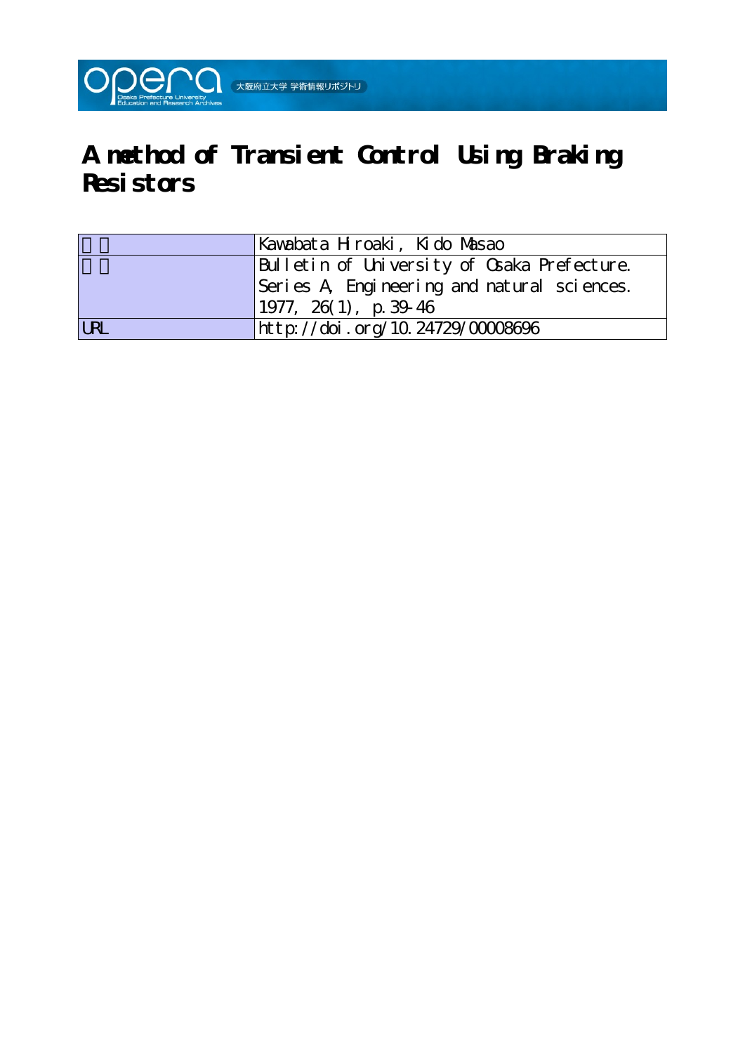# A method of Transient Control Using Braking Resistors

| | |
|---|---|
| 著者 | Kawabata Hiroaki, Kido Masao |
| 雑誌名 | Bulletin of University of Osaka Prefecture. Series A, Engineering and natural sciences. 1977, 26(1), p.39-46 |
| URL | http://doi.org/10.24729/00008696 |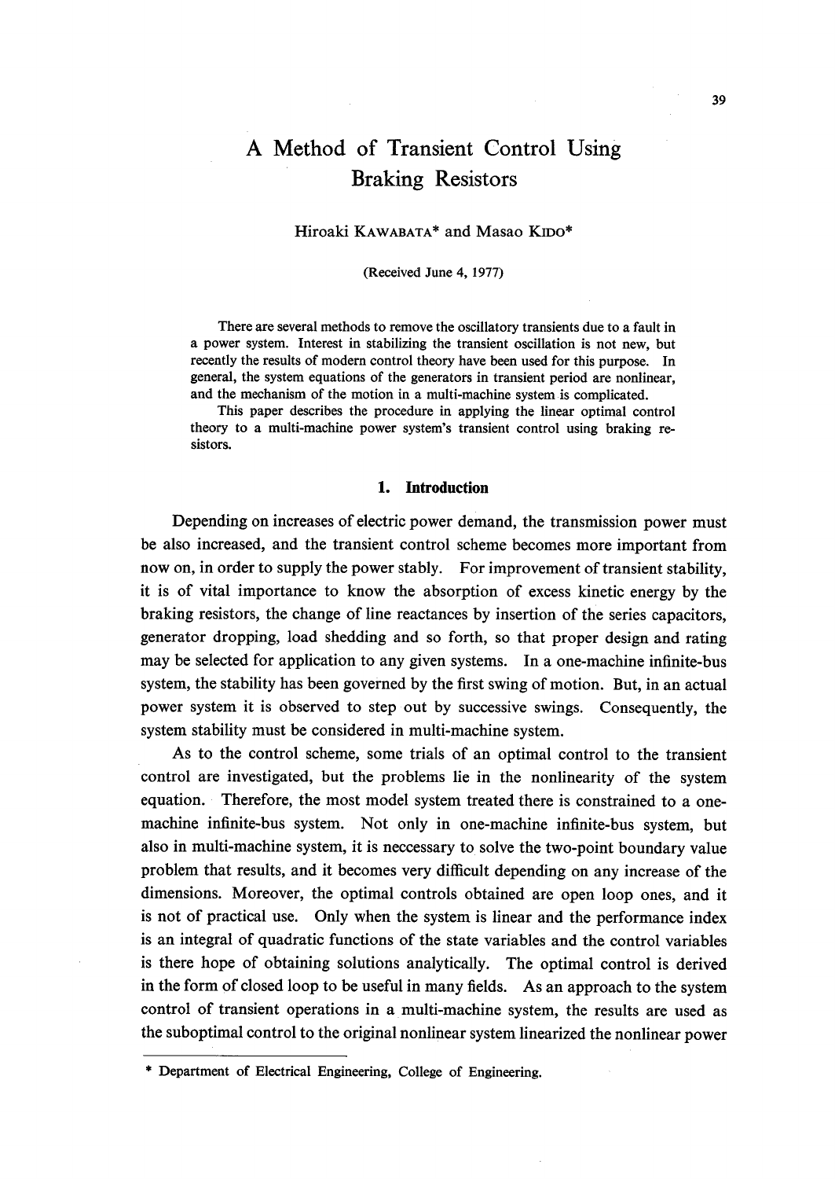# A Method of Transient Control Using Braking Resistors

Hiroaki KAWABATA* and Masao KIDO*

(Received June 4, 1977)

There are several methods to remove the oscillatory transients due to a fault in a power system. Interest in stabilizing the transient oscillation is not new, but recently the results of modern control theory have been used for this purpose. In general, the system equations of the generators in transient period are nonlinear, and the mechanism of the motion in a multi-machine system is complicated.

This paper describes the procedure in applying the linear optimal control theory to a multi-machine power system's transient control using braking resistors.

## 1. Introduction

Depending on increases of electric power demand, the transmission power must be also increased, and the transient control scheme becomes more important from now on, in order to supply the power stably. For improvement of transient stability, it is of vital importance to know the absorption of excess kinetic energy by the braking resistors, the change of line reactances by insertion of the series capacitors, generator dropping, load shedding and so forth, so that proper design and rating may be selected for application to any given systems. In a one-machine infinite-bus system, the stability has been governed by the first swing of motion. But, in an actual power system it is observed to step out by successive swings. Consequently, the system stability must be considered in multi-machine system.

As to the control scheme, some trials of an optimal control to the transient control are investigated, but the problems lie in the nonlinearity of the system equation. Therefore, the most model system treated there is constrained to a one-machine infinite-bus system. Not only in one-machine infinite-bus system, but also in multi-machine system, it is neccessary to solve the two-point boundary value problem that results, and it becomes very difficult depending on any increase of the dimensions. Moreover, the optimal controls obtained are open loop ones, and it is not of practical use. Only when the system is linear and the performance index is an integral of quadratic functions of the state variables and the control variables is there hope of obtaining solutions analytically. The optimal control is derived in the form of closed loop to be useful in many fields. As an approach to the system control of transient operations in a multi-machine system, the results are used as the suboptimal control to the original nonlinear system linearized the nonlinear power

---

\* Department of Electrical Engineering, College of Engineering.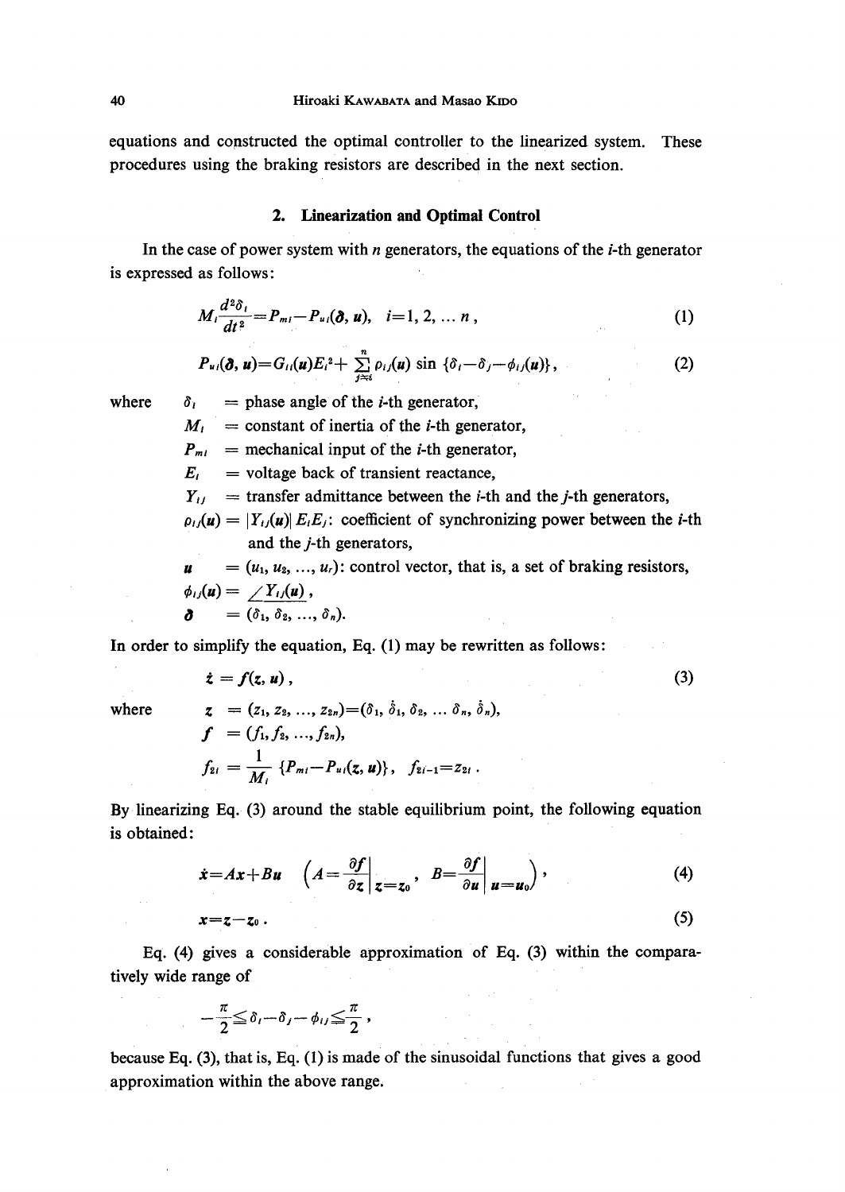equations and constructed the optimal controller to the linearized system. These procedures using the braking resistors are described in the next section.

## 2. Linearization and Optimal Control

In the case of power system with $n$ generators, the equations of the $i$-th generator is expressed as follows:

$$M_i \frac{d^2\delta_i}{dt^2} = P_{mi} - P_{ui}(\boldsymbol{\delta}, \boldsymbol{u}), \quad i=1, 2, \dots n, \tag{1}$$

$$P_{ui}(\boldsymbol{\delta}, \boldsymbol{u}) = G_{ii}(\boldsymbol{u})E_i^2 + \sum_{j \neq i}^{n} \rho_{ij}(\boldsymbol{u}) \sin \{\delta_i - \delta_j - \phi_{ij}(\boldsymbol{u})\}, \tag{2}$$

where
- $\delta_i$ = phase angle of the $i$-th generator,
- $M_i$ = constant of inertia of the $i$-th generator,
- $P_{mi}$ = mechanical input of the $i$-th generator,
- $E_i$ = voltage back of transient reactance,
- $Y_{ij}$ = transfer admittance between the $i$-th and the $j$-th generators,
- $\rho_{ij}(\boldsymbol{u}) = |Y_{ij}(\boldsymbol{u})| E_i E_j$: coefficient of synchronizing power between the $i$-th and the $j$-th generators,
- $\boldsymbol{u}$ = $(u_1, u_2, \dots, u_r)$: control vector, that is, a set of braking resistors,
- $\phi_{ij}(\boldsymbol{u}) = \angle Y_{ij}(\boldsymbol{u})$,
- $\boldsymbol{\delta}$ = $(\delta_1, \delta_2, \dots, \delta_n)$.

In order to simplify the equation, Eq. (1) may be rewritten as follows:

$$\dot{\boldsymbol{z}} = \boldsymbol{f}(\boldsymbol{z}, \boldsymbol{u}), \tag{3}$$

where
- $\boldsymbol{z} = (z_1, z_2, \dots, z_{2n}) = (\delta_1, \dot{\delta}_1, \delta_2, \dots \delta_n, \dot{\delta}_n)$,
- $\boldsymbol{f} = (f_1, f_2, \dots, f_{2n})$,
- $f_{2i} = \dfrac{1}{M_i} \{P_{mi} - P_{ui}(\boldsymbol{z}, \boldsymbol{u})\}, \quad f_{2i-1} = z_{2i}$.

By linearizing Eq. (3) around the stable equilibrium point, the following equation is obtained:

$$\dot{\boldsymbol{x}} = A\boldsymbol{x} + B\boldsymbol{u} \quad \left( A = \left.\frac{\partial \boldsymbol{f}}{\partial \boldsymbol{z}}\right|_{\boldsymbol{z}=\boldsymbol{z}_0}, \quad B = \left.\frac{\partial \boldsymbol{f}}{\partial \boldsymbol{u}}\right|_{\boldsymbol{u}=\boldsymbol{u}_0} \right), \tag{4}$$

$$\boldsymbol{x} = \boldsymbol{z} - \boldsymbol{z}_0 . \tag{5}$$

Eq. (4) gives a considerable approximation of Eq. (3) within the comparatively wide range of

$$-\frac{\pi}{2} \leq \delta_i - \delta_j - \phi_{ij} \leq \frac{\pi}{2},$$

because Eq. (3), that is, Eq. (1) is made of the sinusoidal functions that gives a good approximation within the above range.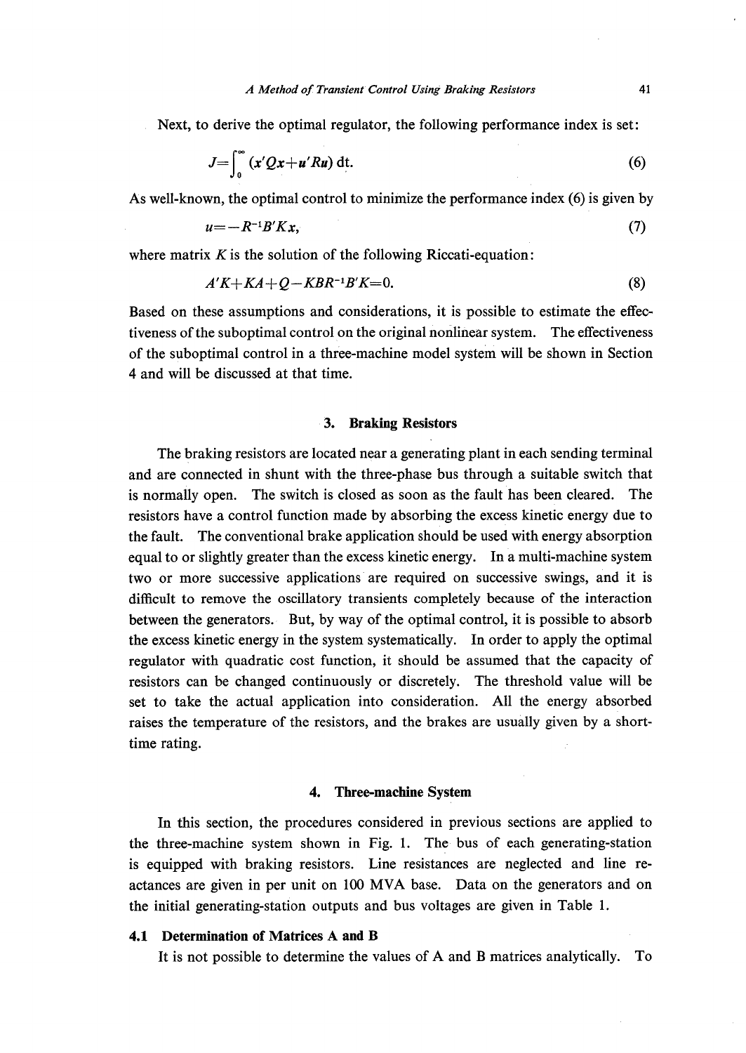Next, to derive the optimal regulator, the following performance index is set:

$$J=\int_0^\infty (x'Qx+u'Ru)\,\mathrm{d}t. \tag{6}$$

As well-known, the optimal control to minimize the performance index (6) is given by

$$u=-R^{-1}B'Kx, \tag{7}$$

where matrix $K$ is the solution of the following Riccati-equation:

$$A'K+KA+Q-KBR^{-1}B'K=0. \tag{8}$$

Based on these assumptions and considerations, it is possible to estimate the effectiveness of the suboptimal control on the original nonlinear system. The effectiveness of the suboptimal control in a three-machine model system will be shown in Section 4 and will be discussed at that time.

## 3. Braking Resistors

The braking resistors are located near a generating plant in each sending terminal and are connected in shunt with the three-phase bus through a suitable switch that is normally open. The switch is closed as soon as the fault has been cleared. The resistors have a control function made by absorbing the excess kinetic energy due to the fault. The conventional brake application should be used with energy absorption equal to or slightly greater than the excess kinetic energy. In a multi-machine system two or more successive applications are required on successive swings, and it is difficult to remove the oscillatory transients completely because of the interaction between the generators. But, by way of the optimal control, it is possible to absorb the excess kinetic energy in the system systematically. In order to apply the optimal regulator with quadratic cost function, it should be assumed that the capacity of resistors can be changed continuously or discretely. The threshold value will be set to take the actual application into consideration. All the energy absorbed raises the temperature of the resistors, and the brakes are usually given by a short-time rating.

## 4. Three-machine System

In this section, the procedures considered in previous sections are applied to the three-machine system shown in Fig. 1. The bus of each generating-station is equipped with braking resistors. Line resistances are neglected and line reactances are given in per unit on 100 MVA base. Data on the generators and on the initial generating-station outputs and bus voltages are given in Table 1.

### 4.1 Determination of Matrices A and B

It is not possible to determine the values of A and B matrices analytically. To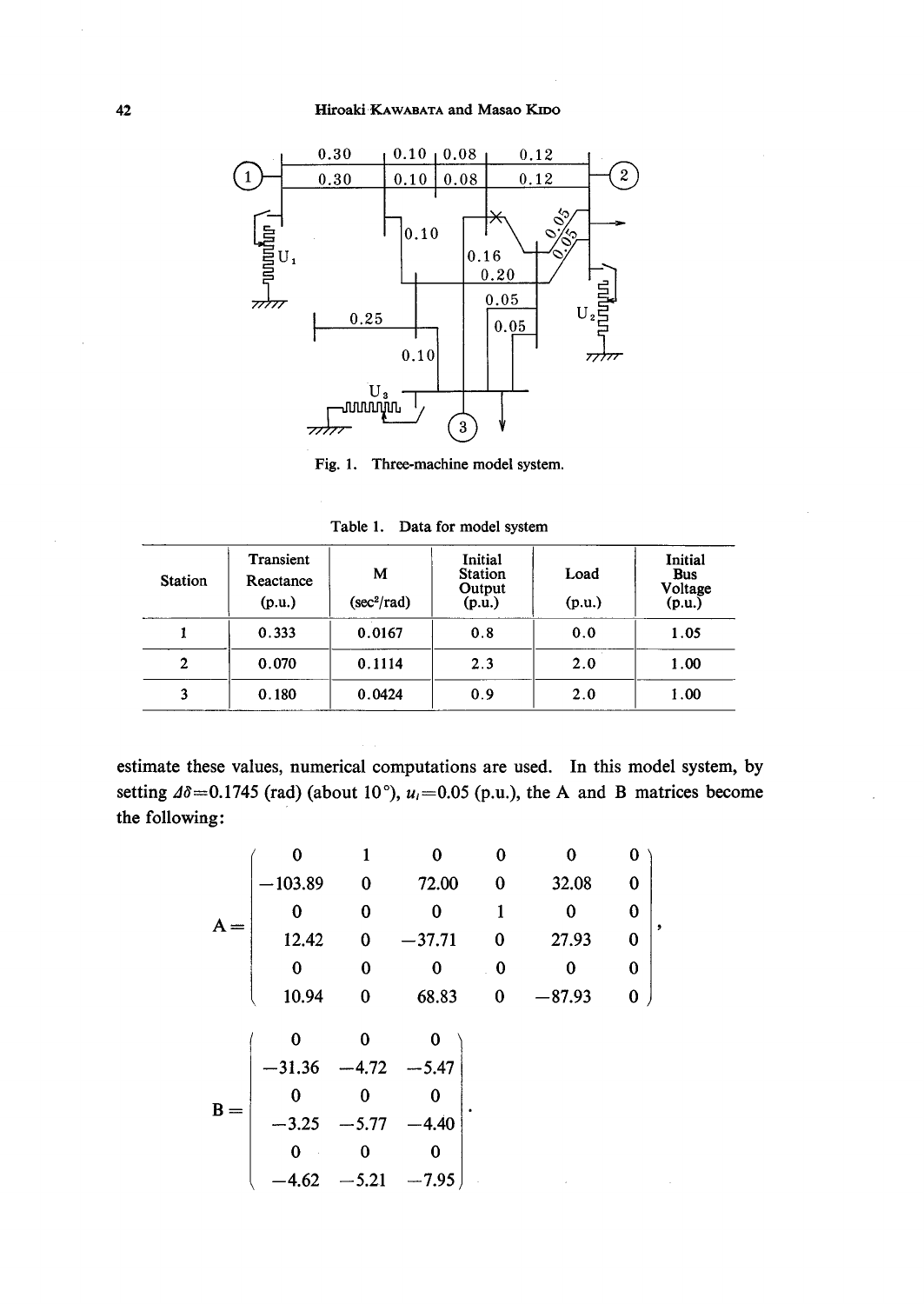Fig. 1. Three-machine model system.

Table 1. Data for model system

| Station | Transient Reactance (p.u.) | M (sec²/rad) | Initial Station Output (p.u.) | Load (p.u.) | Initial Bus Voltage (p.u.) |
|---|---|---|---|---|---|
| 1 | 0.333 | 0.0167 | 0.8 | 0.0 | 1.05 |
| 2 | 0.070 | 0.1114 | 2.3 | 2.0 | 1.00 |
| 3 | 0.180 | 0.0424 | 0.9 | 2.0 | 1.00 |

estimate these values, numerical computations are used. In this model system, by setting $\Delta\delta=0.1745$ (rad) (about 10°), $u_i=0.05$ (p.u.), the A and B matrices become the following:

$$
A=\begin{pmatrix}
0 & 1 & 0 & 0 & 0 & 0 \\
-103.89 & 0 & 72.00 & 0 & 32.08 & 0 \\
0 & 0 & 0 & 1 & 0 & 0 \\
12.42 & 0 & -37.71 & 0 & 27.93 & 0 \\
0 & 0 & 0 & 0 & 0 & 0 \\
10.94 & 0 & 68.83 & 0 & -87.93 & 0
\end{pmatrix},
$$

$$
B=\begin{pmatrix}
0 & 0 & 0 \\
-31.36 & -4.72 & -5.47 \\
0 & 0 & 0 \\
-3.25 & -5.77 & -4.40 \\
0 & 0 & 0 \\
-4.62 & -5.21 & -7.95
\end{pmatrix}.
$$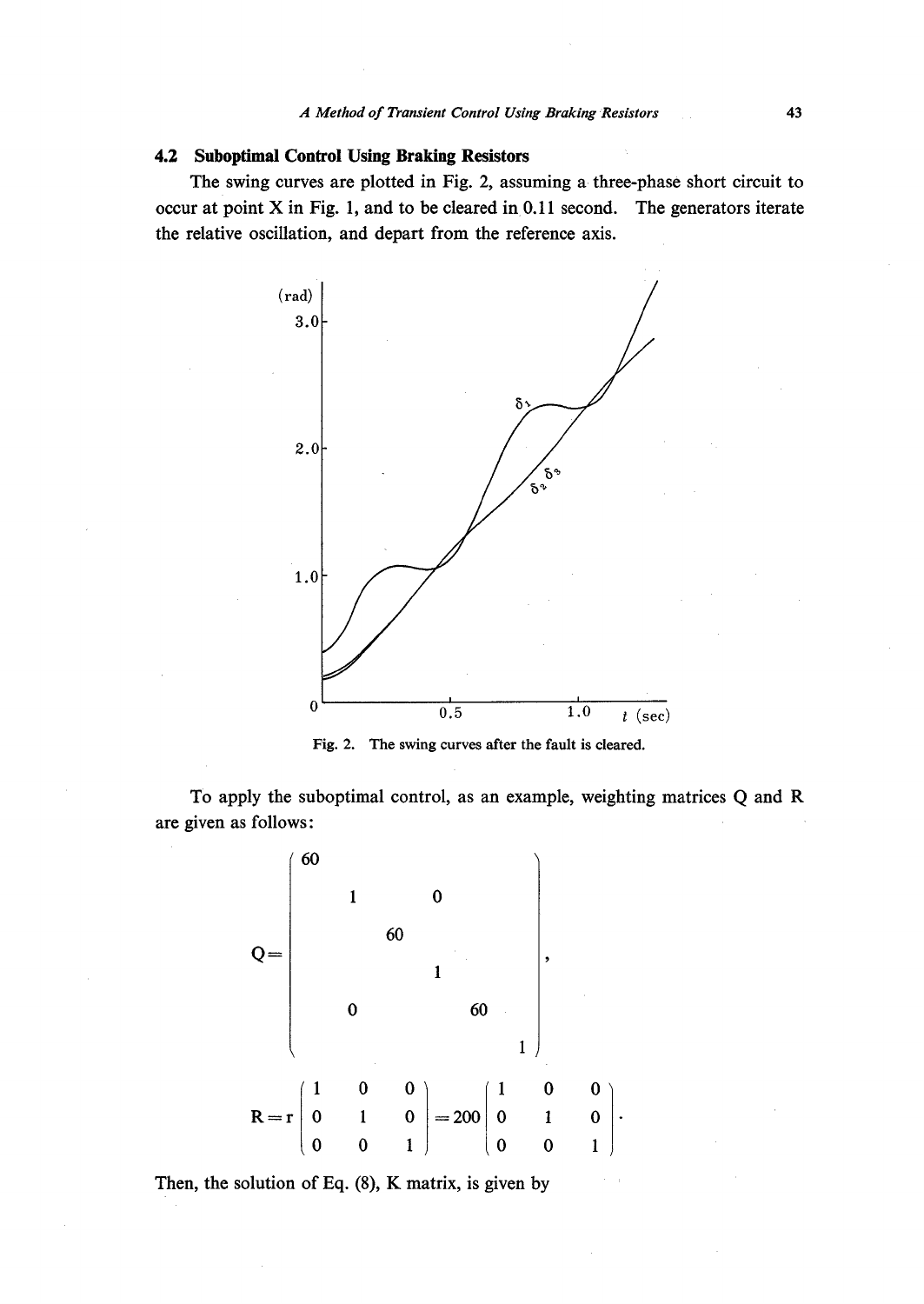## 4.2 Suboptimal Control Using Braking Resistors

The swing curves are plotted in Fig. 2, assuming a three-phase short circuit to occur at point X in Fig. 1, and to be cleared in 0.11 second. The generators iterate the relative oscillation, and depart from the reference axis.

Fig. 2. The swing curves after the fault is cleared.

To apply the suboptimal control, as an example, weighting matrices Q and R are given as follows:

$$
Q=\begin{pmatrix}
60 & & & & & \\
 & 1 & & 0 & & \\
 & & 60 & & & \\
 & & & 1 & & \\
 & 0 & & & 60 & \\
 & & & & & 1
\end{pmatrix},
$$

$$
R=r\begin{pmatrix} 1 & 0 & 0 \\ 0 & 1 & 0 \\ 0 & 0 & 1 \end{pmatrix}=200\begin{pmatrix} 1 & 0 & 0 \\ 0 & 1 & 0 \\ 0 & 0 & 1 \end{pmatrix}.
$$

Then, the solution of Eq. (8), K matrix, is given by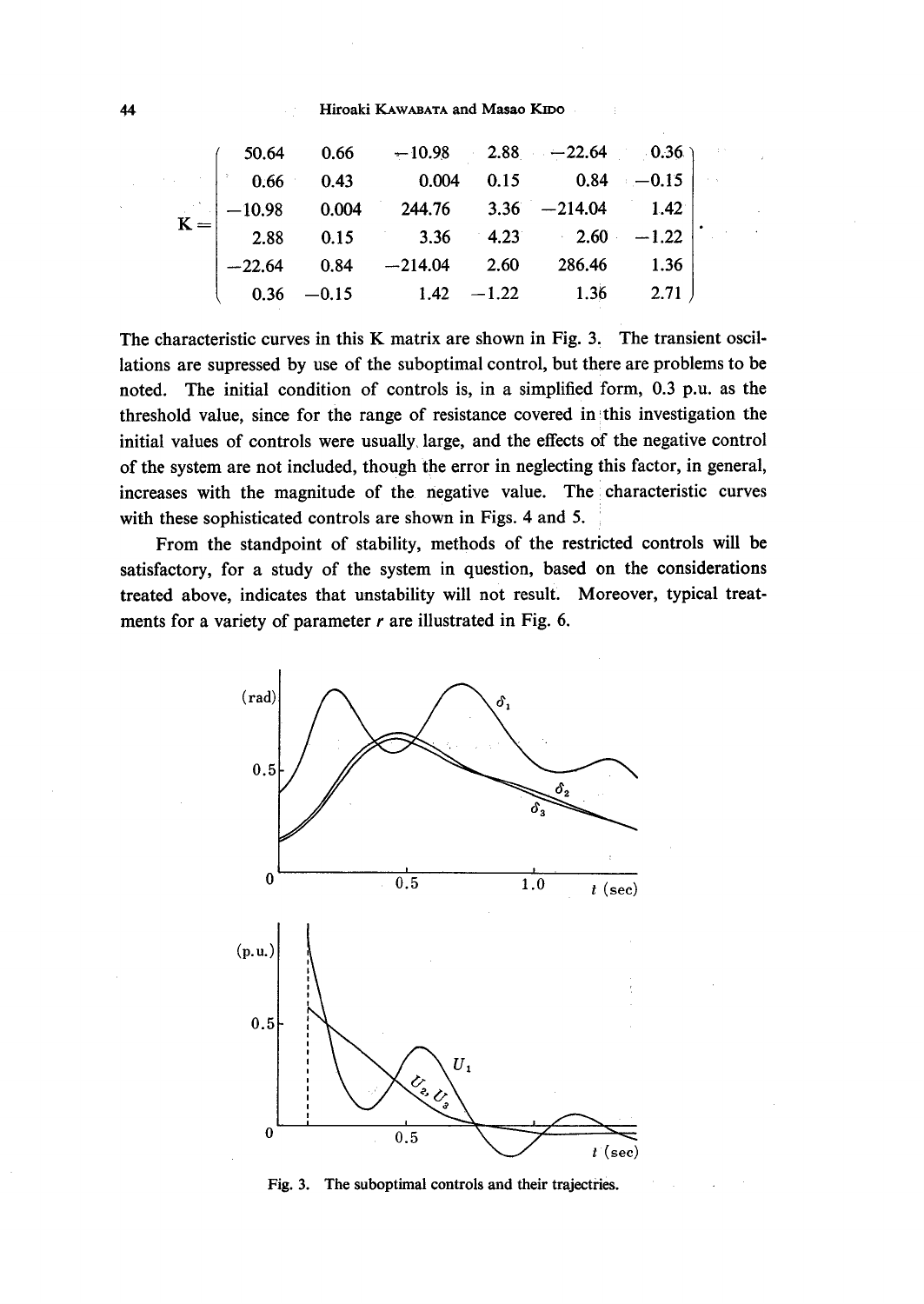$$
\mathbf{K}=\begin{pmatrix}
50.64 & 0.66 & -10.98 & 2.88 & -22.64 & 0.36 \\
0.66 & 0.43 & 0.004 & 0.15 & 0.84 & -0.15 \\
-10.98 & 0.004 & 244.76 & 3.36 & -214.04 & 1.42 \\
2.88 & 0.15 & 3.36 & 4.23 & 2.60 & -1.22 \\
-22.64 & 0.84 & -214.04 & 2.60 & 286.46 & 1.36 \\
0.36 & -0.15 & 1.42 & -1.22 & 1.36 & 2.71
\end{pmatrix}.
$$

The characteristic curves in this K matrix are shown in Fig. 3. The transient oscillations are supressed by use of the suboptimal control, but there are problems to be noted. The initial condition of controls is, in a simplified form, 0.3 p.u. as the threshold value, since for the range of resistance covered in this investigation the initial values of controls were usually large, and the effects of the negative control of the system are not included, though the error in neglecting this factor, in general, increases with the magnitude of the negative value. The characteristic curves with these sophisticated controls are shown in Figs. 4 and 5.

From the standpoint of stability, methods of the restricted controls will be satisfactory, for a study of the system in question, based on the considerations treated above, indicates that unstability will not result. Moreover, typical treatments for a variety of parameter $r$ are illustrated in Fig. 6.

Fig. 3. The suboptimal controls and their trajectries.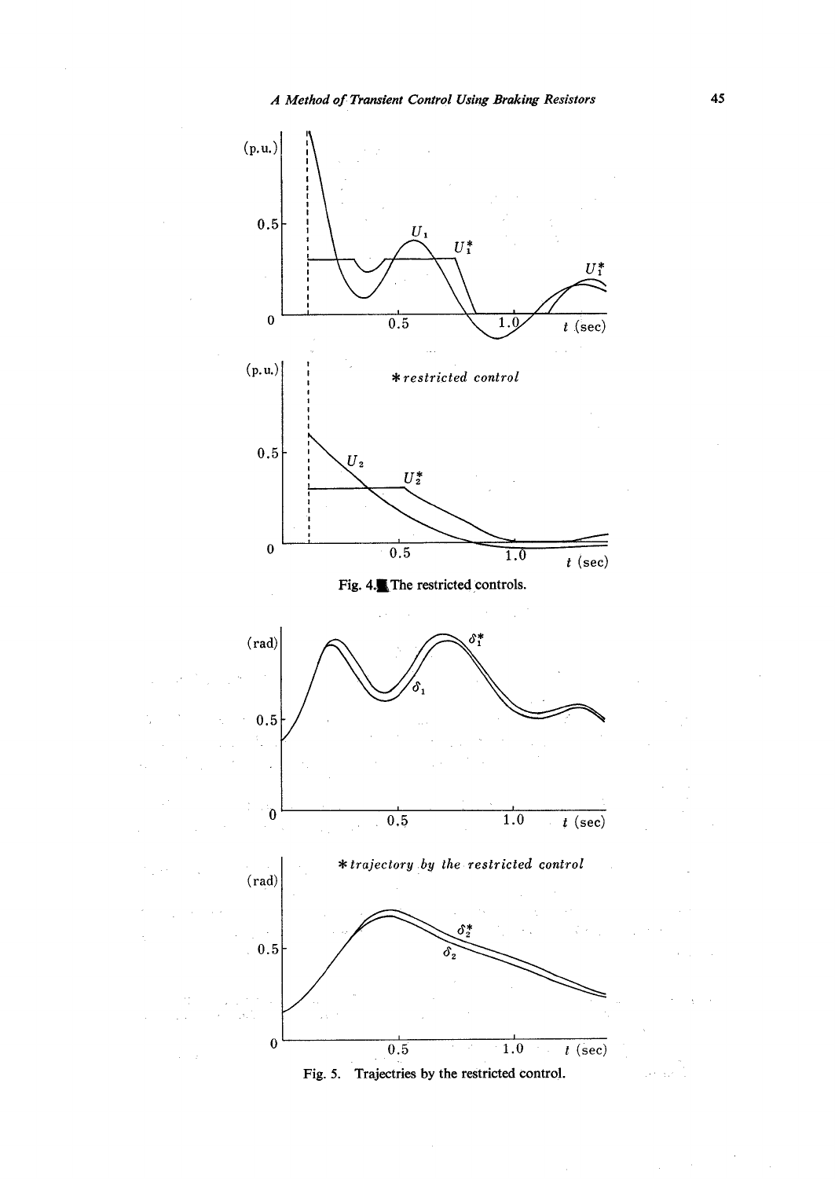Fig. 4. The restricted controls.

Fig. 5. Trajectries by the restricted control.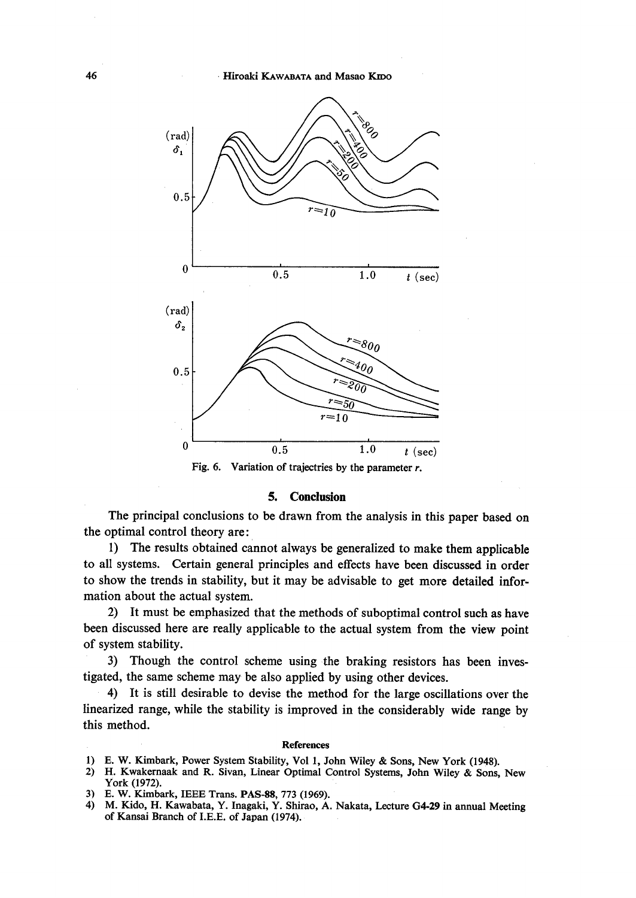(rad)
$\delta_1$

0.5

0

0.5

1.0

$t$ (sec)

$r$=800

$r$=400

$r$=200

$r$=50

$r$=10

(rad)
$\delta_2$

0.5

0

0.5

1.0

$t$ (sec)

$r$=800

$r$=400

$r$=200

$r$=50

$r$=10

Fig. 6. Variation of trajectries by the parameter $r$.

## 5. Conclusion

The principal conclusions to be drawn from the analysis in this paper based on the optimal control theory are:

1) The results obtained cannot always be generalized to make them applicable to all systems. Certain general principles and effects have been discussed in order to show the trends in stability, but it may be advisable to get more detailed information about the actual system.

2) It must be emphasized that the methods of suboptimal control such as have been discussed here are really applicable to the actual system from the view point of system stability.

3) Though the control scheme using the braking resistors has been investigated, the same scheme may be also applied by using other devices.

4) It is still desirable to devise the method for the large oscillations over the linearized range, while the stability is improved in the considerably wide range by this method.

### References

1) E. W. Kimbark, Power System Stability, Vol 1, John Wiley & Sons, New York (1948).
2) H. Kwakernaak and R. Sivan, Linear Optimal Control Systems, John Wiley & Sons, New York (1972).
3) E. W. Kimbark, IEEE Trans. **PAS-88**, 773 (1969).
4) M. Kido, H. Kawabata, Y. Inagaki, Y. Shirao, A. Nakata, Lecture **G4-29** in annual Meeting of Kansai Branch of I.E.E. of Japan (1974).